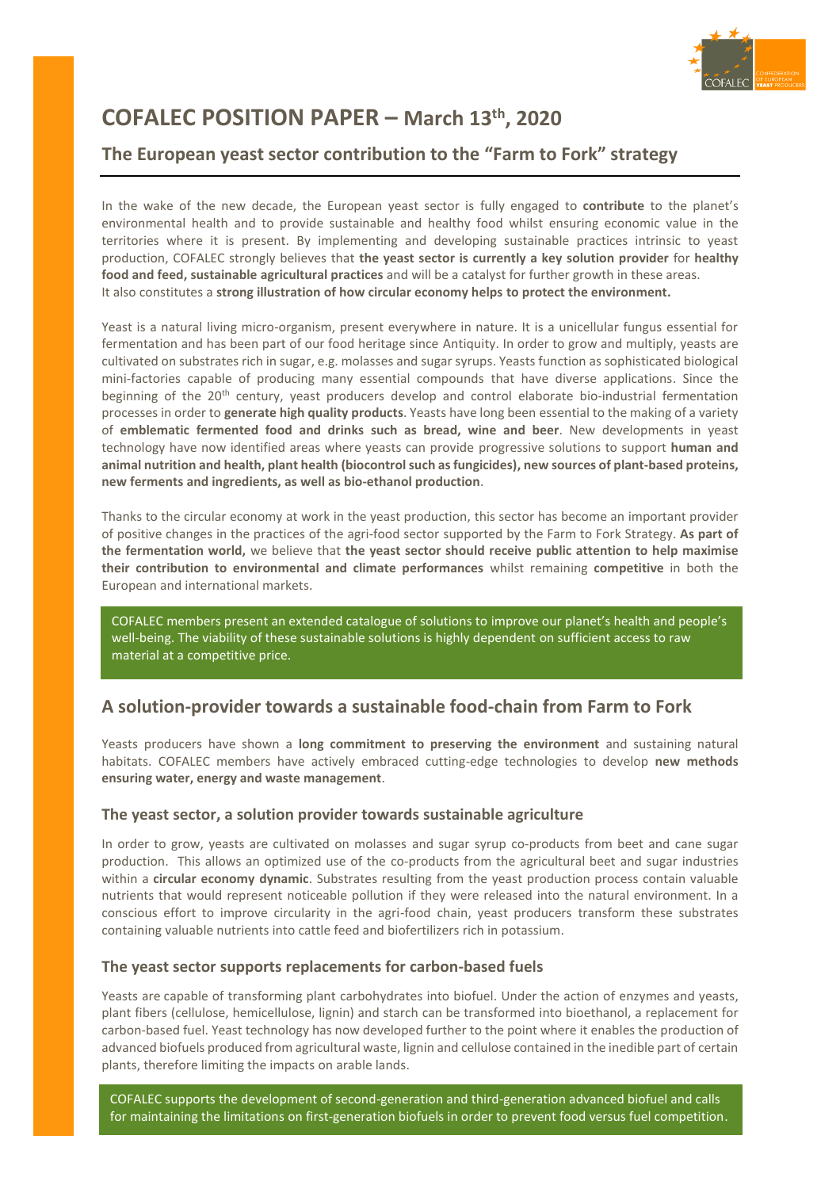# COFALEC POSITION PAPER – March 13th, 2020

## The European yeast sector contribution to the "Farm to Fork" strategy

In the wake of the new decade, the European yeast sector is fully engaged to **contribute** to the planet's environmental health and to provide sustainable and healthy food whilst ensuring economic value in the territories where it is present. By implementing and developing sustainable practices intrinsic to yeast production, COFALEC strongly believes that **the yeast sector is currently a key solution provider** for **healthy food and feed, sustainable agricultural practices** and will be a catalyst for further growth in these areas. It also constitutes a **strong illustration of how circular economy helps to protect the environment.**

Yeast is a natural living micro-organism, present everywhere in nature. It is a unicellular fungus essential for fermentation and has been part of our food heritage since Antiquity. In order to grow and multiply, yeasts are cultivated on substrates rich in sugar, e.g. molasses and sugar syrups. Yeasts function as sophisticated biological mini-factories capable of producing many essential compounds that have diverse applications. Since the beginning of the 20th century, yeast producers develop and control elaborate bio-industrial fermentation processes in order to **generate high quality products**. Yeasts have long been essential to the making of a variety of **emblematic fermented food and drinks such as bread, wine and beer**. New developments in yeast technology have now identified areas where yeasts can provide progressive solutions to support **human and animal nutrition and health, plant health (biocontrol such as fungicides), new sources of plant-based proteins, new ferments and ingredients, as well as bio-ethanol production**.

Thanks to the circular economy at work in the yeast production, this sector has become an important provider of positive changes in the practices of the agri-food sector supported by the Farm to Fork Strategy. **As part of the fermentation world,** we believe that **the yeast sector should receive public attention to help maximise their contribution to environmental and climate performances** whilst remaining **competitive** in both the European and international markets.

> COFALEC members present an extended catalogue of solutions to improve our planet's health and people's well-being. The viability of these sustainable solutions is highly dependent on sufficient access to raw material at a competitive price.

## A solution-provider towards a sustainable food-chain from Farm to Fork

Yeasts producers have shown a **long commitment to preserving the environment** and sustaining natural habitats. COFALEC members have actively embraced cutting-edge technologies to develop **new methods ensuring water, energy and waste management**.

### The yeast sector, a solution provider towards sustainable agriculture

In order to grow, yeasts are cultivated on molasses and sugar syrup co-products from beet and cane sugar production. This allows an optimized use of the co-products from the agricultural beet and sugar industries within a **circular economy dynamic**. Substrates resulting from the yeast production process contain valuable nutrients that would represent noticeable pollution if they were released into the natural environment. In a conscious effort to improve circularity in the agri-food chain, yeast producers transform these substrates containing valuable nutrients into cattle feed and biofertilizers rich in potassium.

### The yeast sector supports replacements for carbon-based fuels

Yeasts are capable of transforming plant carbohydrates into biofuel. Under the action of enzymes and yeasts, plant fibers (cellulose, hemicellulose, lignin) and starch can be transformed into bioethanol, a replacement for carbon-based fuel. Yeast technology has now developed further to the point where it enables the production of advanced biofuels produced from agricultural waste, lignin and cellulose contained in the inedible part of certain plants, therefore limiting the impacts on arable lands.

> COFALEC supports the development of second-generation and third-generation advanced biofuel and calls for maintaining the limitations on first-generation biofuels in order to prevent food versus fuel competition.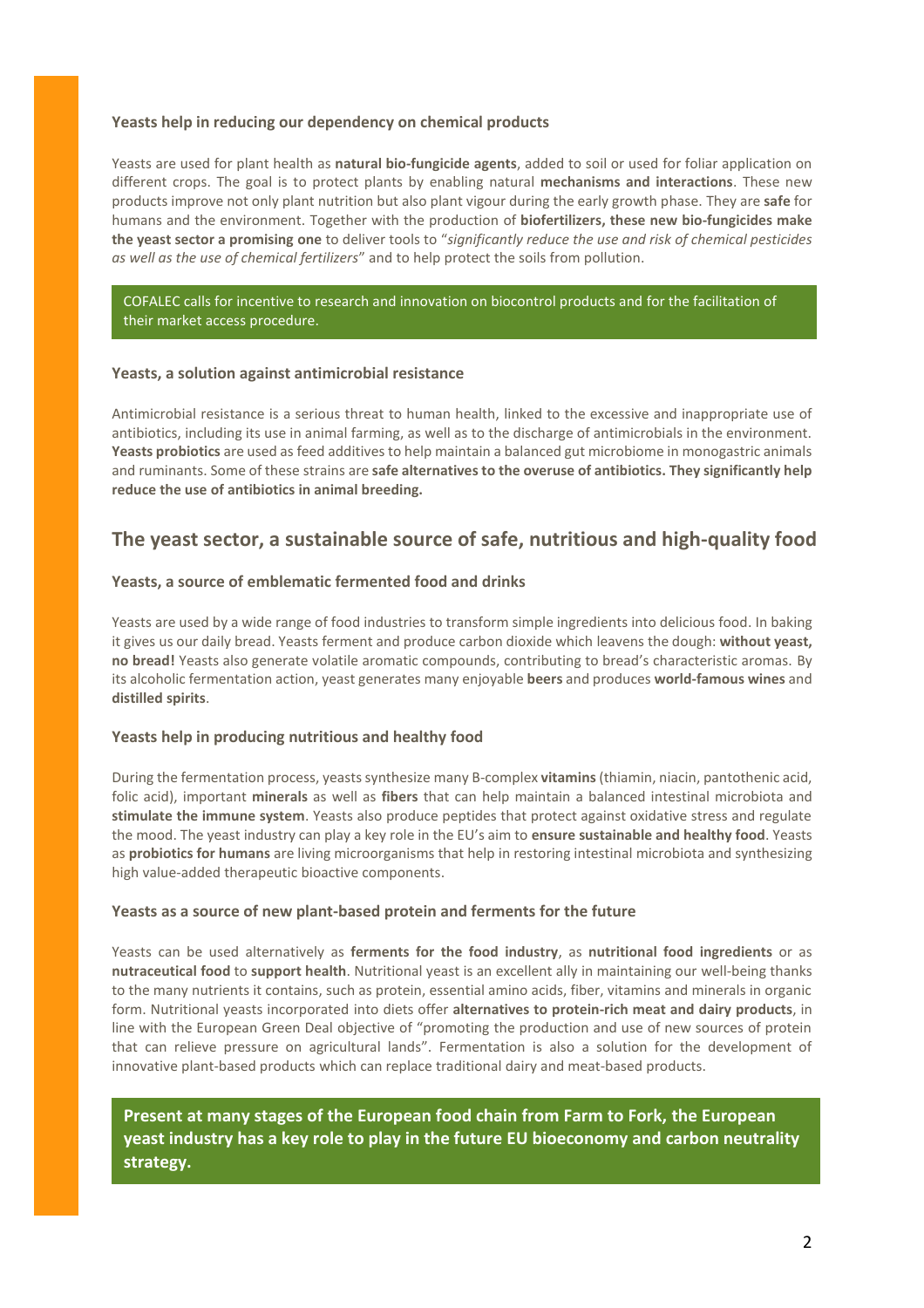### Yeasts help in reducing our dependency on chemical products

Yeasts are used for plant health as **natural bio-fungicide agents**, added to soil or used for foliar application on different crops. The goal is to protect plants by enabling natural **mechanisms and interactions**. These new products improve not only plant nutrition but also plant vigour during the early growth phase. They are **safe** for humans and the environment. Together with the production of **biofertilizers, these new bio-fungicides make the yeast sector a promising one** to deliver tools to "*significantly reduce the use and risk of chemical pesticides as well as the use of chemical fertilizers*" and to help protect the soils from pollution.

> COFALEC calls for incentive to research and innovation on biocontrol products and for the facilitation of their market access procedure.

### Yeasts, a solution against antimicrobial resistance

Antimicrobial resistance is a serious threat to human health, linked to the excessive and inappropriate use of antibiotics, including its use in animal farming, as well as to the discharge of antimicrobials in the environment. **Yeasts probiotics** are used as feed additives to help maintain a balanced gut microbiome in monogastric animals and ruminants. Some of these strains are **safe alternatives to the overuse of antibiotics. They significantly help reduce the use of antibiotics in animal breeding.**

## The yeast sector, a sustainable source of safe, nutritious and high-quality food

### Yeasts, a source of emblematic fermented food and drinks

Yeasts are used by a wide range of food industries to transform simple ingredients into delicious food. In baking it gives us our daily bread. Yeasts ferment and produce carbon dioxide which leavens the dough: **without yeast, no bread!** Yeasts also generate volatile aromatic compounds, contributing to bread's characteristic aromas. By its alcoholic fermentation action, yeast generates many enjoyable **beers** and produces **world-famous wines** and **distilled spirits**.

### Yeasts help in producing nutritious and healthy food

During the fermentation process, yeasts synthesize many B-complex **vitamins** (thiamin, niacin, pantothenic acid, folic acid), important **minerals** as well as **fibers** that can help maintain a balanced intestinal microbiota and **stimulate the immune system**. Yeasts also produce peptides that protect against oxidative stress and regulate the mood. The yeast industry can play a key role in the EU's aim to **ensure sustainable and healthy food**. Yeasts as **probiotics for humans** are living microorganisms that help in restoring intestinal microbiota and synthesizing high value-added therapeutic bioactive components.

### Yeasts as a source of new plant-based protein and ferments for the future

Yeasts can be used alternatively as **ferments for the food industry**, as **nutritional food ingredients** or as **nutraceutical food** to **support health**. Nutritional yeast is an excellent ally in maintaining our well-being thanks to the many nutrients it contains, such as protein, essential amino acids, fiber, vitamins and minerals in organic form. Nutritional yeasts incorporated into diets offer **alternatives to protein-rich meat and dairy products**, in line with the European Green Deal objective of "promoting the production and use of new sources of protein that can relieve pressure on agricultural lands". Fermentation is also a solution for the development of innovative plant-based products which can replace traditional dairy and meat-based products.

> **Present at many stages of the European food chain from Farm to Fork, the European yeast industry has a key role to play in the future EU bioeconomy and carbon neutrality strategy.**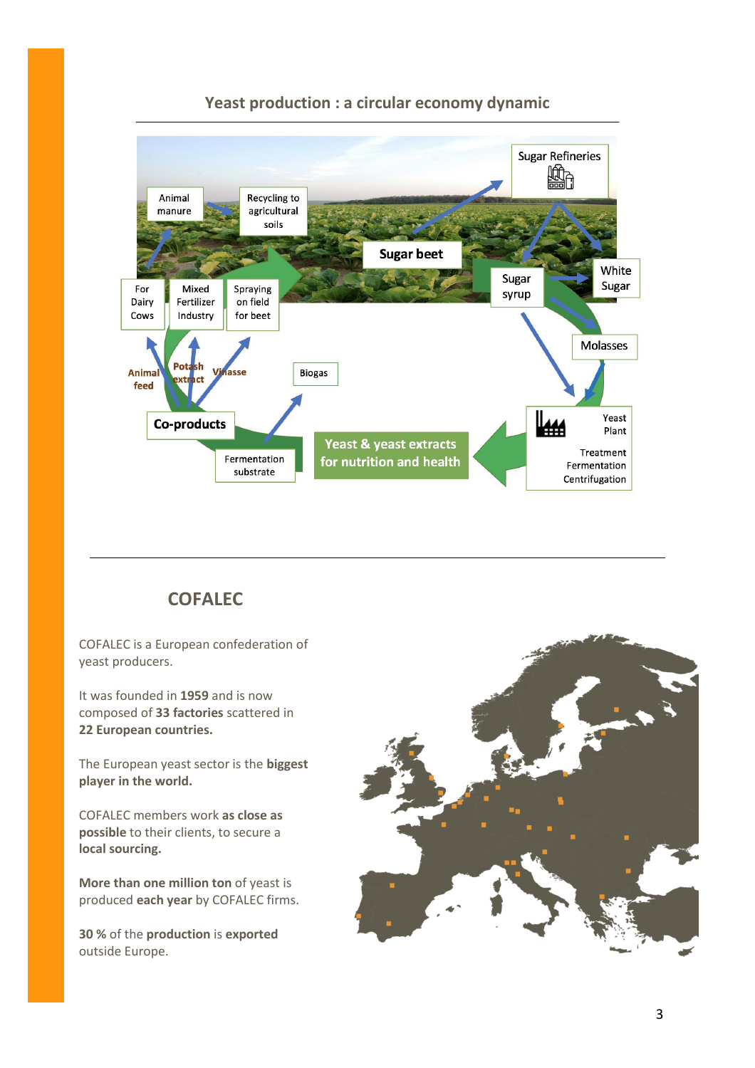## Yeast production : a circular economy dynamic

Sugar Refineries

Animal manure

Recycling to agricultural soils

Sugar beet

Sugar syrup

White Sugar

For Dairy Cows

Mixed Fertilizer Industry

Spraying on field for beet

Molasses

Animal feed

Potash extract

Vinasse

Biogas

Co-products

Yeast Plant

Treatment

Fermentation

Centrifugation

Fermentation substrate

Yeast & yeast extracts for nutrition and health

## COFALEC

COFALEC is a European confederation of yeast producers.

It was founded in **1959** and is now composed of **33 factories** scattered in **22 European countries.**

The European yeast sector is the **biggest player in the world.**

COFALEC members work **as close as possible** to their clients, to secure a **local sourcing.**

**More than one million ton** of yeast is produced **each year** by COFALEC firms.

**30 %** of the **production** is **exported** outside Europe.